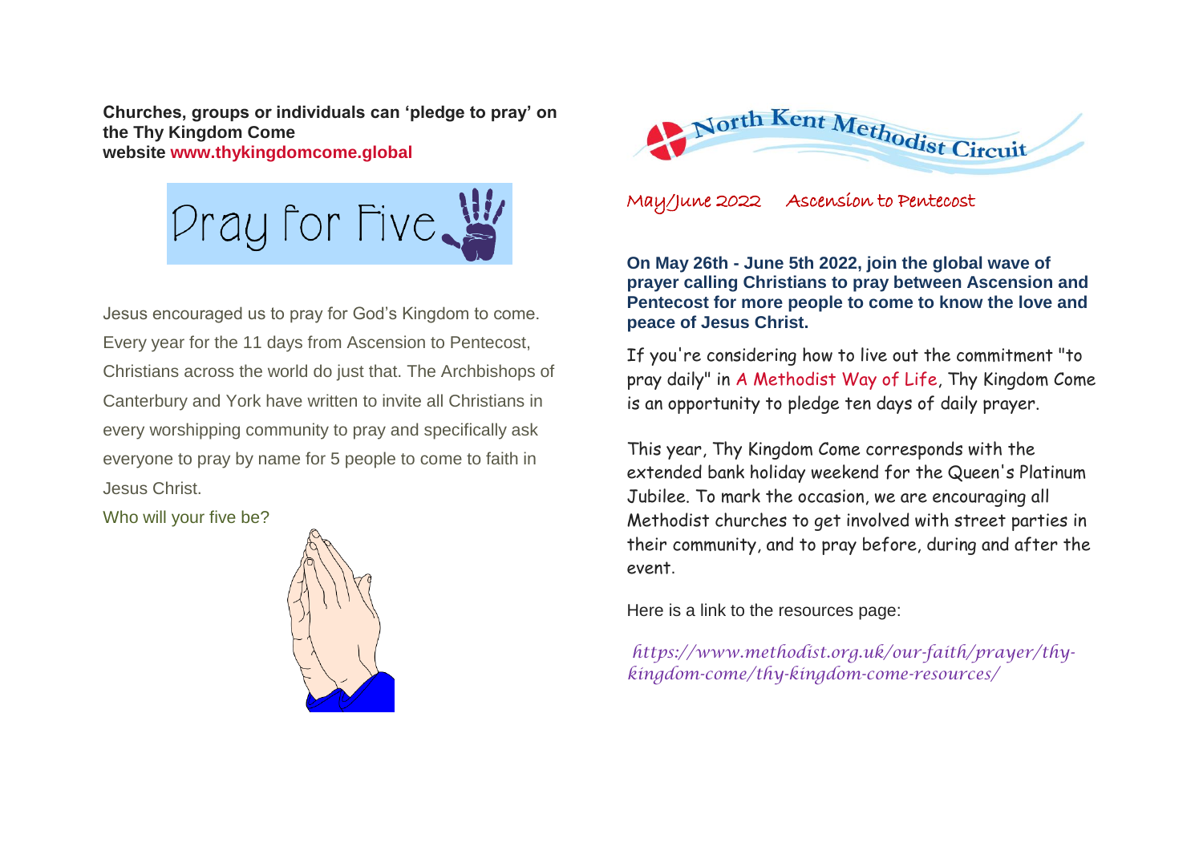**Churches, groups or individuals can 'pledge to pray' on the Thy Kingdom Come website www.thykingdomcome.global**

Pray for Five

Jesus encouraged us to pray for God's Kingdom to come. Every year for the 11 days from Ascension to Pentecost, Christians across the world do just that. The Archbishops of Canterbury and York have written to invite all Christians in every worshipping community to pray and specifically ask everyone to pray by name for 5 people to come to faith in Jesus Christ.

Who will your five be?

# North Kent Methodist Circuit

May/June 2022     Ascension to Pentecost

**On May 26th - June 5th 2022, join the global wave of prayer calling Christians to pray between Ascension and Pentecost for more people to come to know the love and peace of Jesus Christ.**

If you're considering how to live out the commitment "to pray daily" in A Methodist Way of Life, Thy Kingdom Come is an opportunity to pledge ten days of daily prayer.

This year, Thy Kingdom Come corresponds with the extended bank holiday weekend for the Queen's Platinum Jubilee. To mark the occasion, we are encouraging all Methodist churches to get involved with street parties in their community, and to pray before, during and after the event.

Here is a link to the resources page:

*https://www.methodist.org.uk/our-faith/prayer/thy-kingdom-come/thy-kingdom-come-resources/*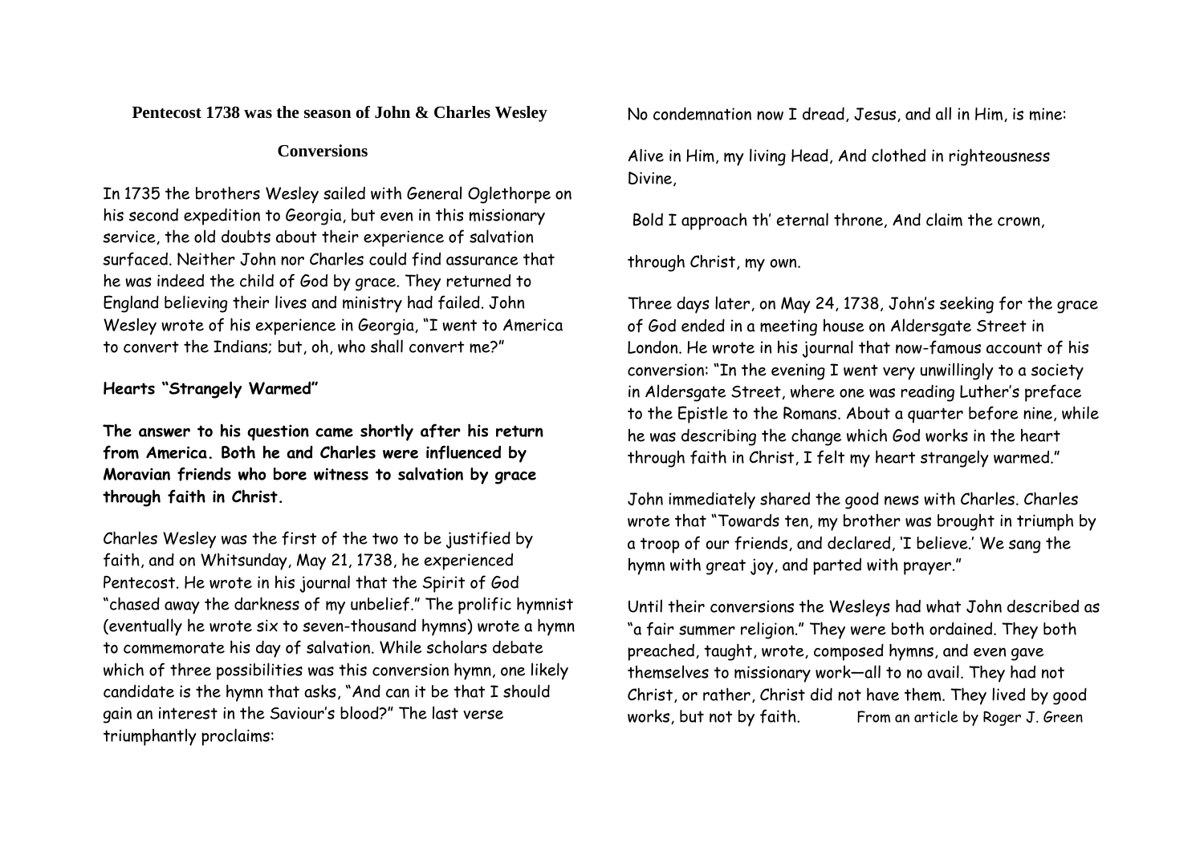**Pentecost 1738 was the season of John & Charles Wesley**

**Conversions**

In 1735 the brothers Wesley sailed with General Oglethorpe on his second expedition to Georgia, but even in this missionary service, the old doubts about their experience of salvation surfaced. Neither John nor Charles could find assurance that he was indeed the child of God by grace. They returned to England believing their lives and ministry had failed. John Wesley wrote of his experience in Georgia, "I went to America to convert the Indians; but, oh, who shall convert me?"

**Hearts "Strangely Warmed"**

**The answer to his question came shortly after his return from America. Both he and Charles were influenced by Moravian friends who bore witness to salvation by grace through faith in Christ.**

Charles Wesley was the first of the two to be justified by faith, and on Whitsunday, May 21, 1738, he experienced Pentecost. He wrote in his journal that the Spirit of God "chased away the darkness of my unbelief." The prolific hymnist (eventually he wrote six to seven-thousand hymns) wrote a hymn to commemorate his day of salvation. While scholars debate which of three possibilities was this conversion hymn, one likely candidate is the hymn that asks, "And can it be that I should gain an interest in the Saviour's blood?" The last verse triumphantly proclaims:

No condemnation now I dread, Jesus, and all in Him, is mine:

Alive in Him, my living Head, And clothed in righteousness Divine,

Bold I approach th' eternal throne, And claim the crown,

through Christ, my own.

Three days later, on May 24, 1738, John's seeking for the grace of God ended in a meeting house on Aldersgate Street in London. He wrote in his journal that now-famous account of his conversion: "In the evening I went very unwillingly to a society in Aldersgate Street, where one was reading Luther's preface to the Epistle to the Romans. About a quarter before nine, while he was describing the change which God works in the heart through faith in Christ, I felt my heart strangely warmed."

John immediately shared the good news with Charles. Charles wrote that "Towards ten, my brother was brought in triumph by a troop of our friends, and declared, 'I believe.' We sang the hymn with great joy, and parted with prayer."

Until their conversions the Wesleys had what John described as "a fair summer religion." They were both ordained. They both preached, taught, wrote, composed hymns, and even gave themselves to missionary work—all to no avail. They had not Christ, or rather, Christ did not have them. They lived by good works, but not by faith.

From an article by Roger J. Green